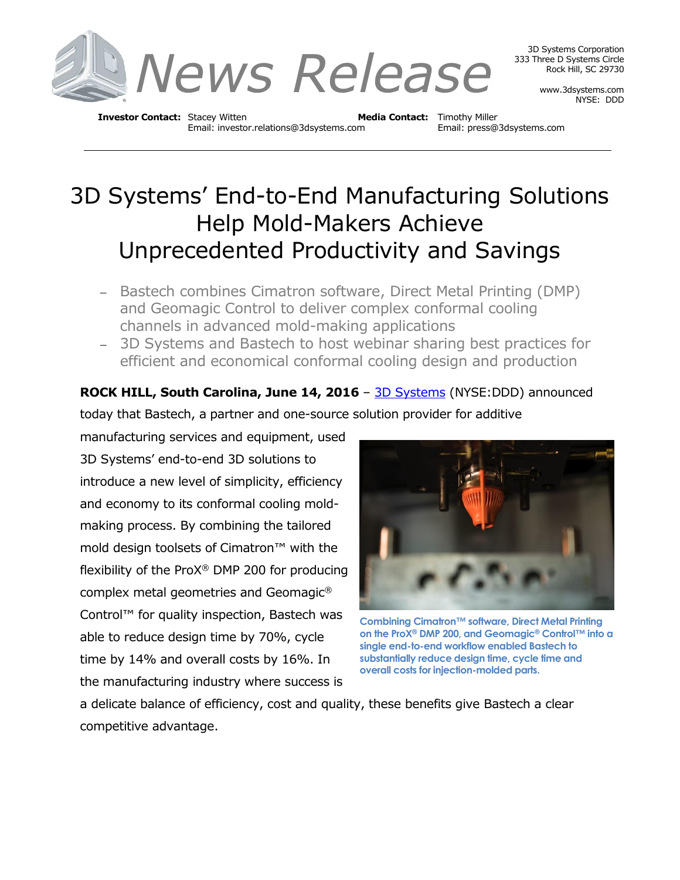# News Release

3D Systems Corporation
333 Three D Systems Circle
Rock Hill, SC 29730

www.3dsystems.com
NYSE: DDD

**Investor Contact:** Stacey Witten
Email: investor.relations@3dsystems.com

**Media Contact:** Timothy Miller
Email: press@3dsystems.com

---

# 3D Systems' End-to-End Manufacturing Solutions Help Mold-Makers Achieve Unprecedented Productivity and Savings

- Bastech combines Cimatron software, Direct Metal Printing (DMP) and Geomagic Control to deliver complex conformal cooling channels in advanced mold-making applications
- 3D Systems and Bastech to host webinar sharing best practices for efficient and economical conformal cooling design and production

**ROCK HILL, South Carolina, June 14, 2016** – 3D Systems (NYSE:DDD) announced today that Bastech, a partner and one-source solution provider for additive manufacturing services and equipment, used 3D Systems' end-to-end 3D solutions to introduce a new level of simplicity, efficiency and economy to its conformal cooling mold-making process. By combining the tailored mold design toolsets of Cimatron™ with the flexibility of the ProX® DMP 200 for producing complex metal geometries and Geomagic® Control™ for quality inspection, Bastech was able to reduce design time by 70%, cycle time by 14% and overall costs by 16%. In the manufacturing industry where success is a delicate balance of efficiency, cost and quality, these benefits give Bastech a clear competitive advantage.

Combining Cimatron™ software, Direct Metal Printing on the ProX® DMP 200, and Geomagic® Control™ into a single end-to-end workflow enabled Bastech to substantially reduce design time, cycle time and overall costs for injection-molded parts.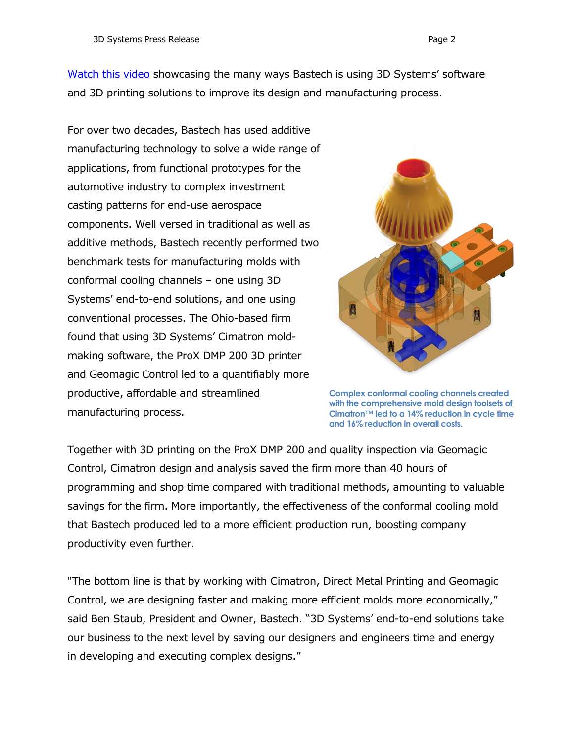Watch this video showcasing the many ways Bastech is using 3D Systems' software and 3D printing solutions to improve its design and manufacturing process.

For over two decades, Bastech has used additive manufacturing technology to solve a wide range of applications, from functional prototypes for the automotive industry to complex investment casting patterns for end-use aerospace components. Well versed in traditional as well as additive methods, Bastech recently performed two benchmark tests for manufacturing molds with conformal cooling channels – one using 3D Systems' end-to-end solutions, and one using conventional processes. The Ohio-based firm found that using 3D Systems' Cimatron mold-making software, the ProX DMP 200 3D printer and Geomagic Control led to a quantifiably more productive, affordable and streamlined manufacturing process.

Complex conformal cooling channels created with the comprehensive mold design toolsets of Cimatron™ led to a 14% reduction in cycle time and 16% reduction in overall costs.

Together with 3D printing on the ProX DMP 200 and quality inspection via Geomagic Control, Cimatron design and analysis saved the firm more than 40 hours of programming and shop time compared with traditional methods, amounting to valuable savings for the firm. More importantly, the effectiveness of the conformal cooling mold that Bastech produced led to a more efficient production run, boosting company productivity even further.

"The bottom line is that by working with Cimatron, Direct Metal Printing and Geomagic Control, we are designing faster and making more efficient molds more economically," said Ben Staub, President and Owner, Bastech. "3D Systems' end-to-end solutions take our business to the next level by saving our designers and engineers time and energy in developing and executing complex designs."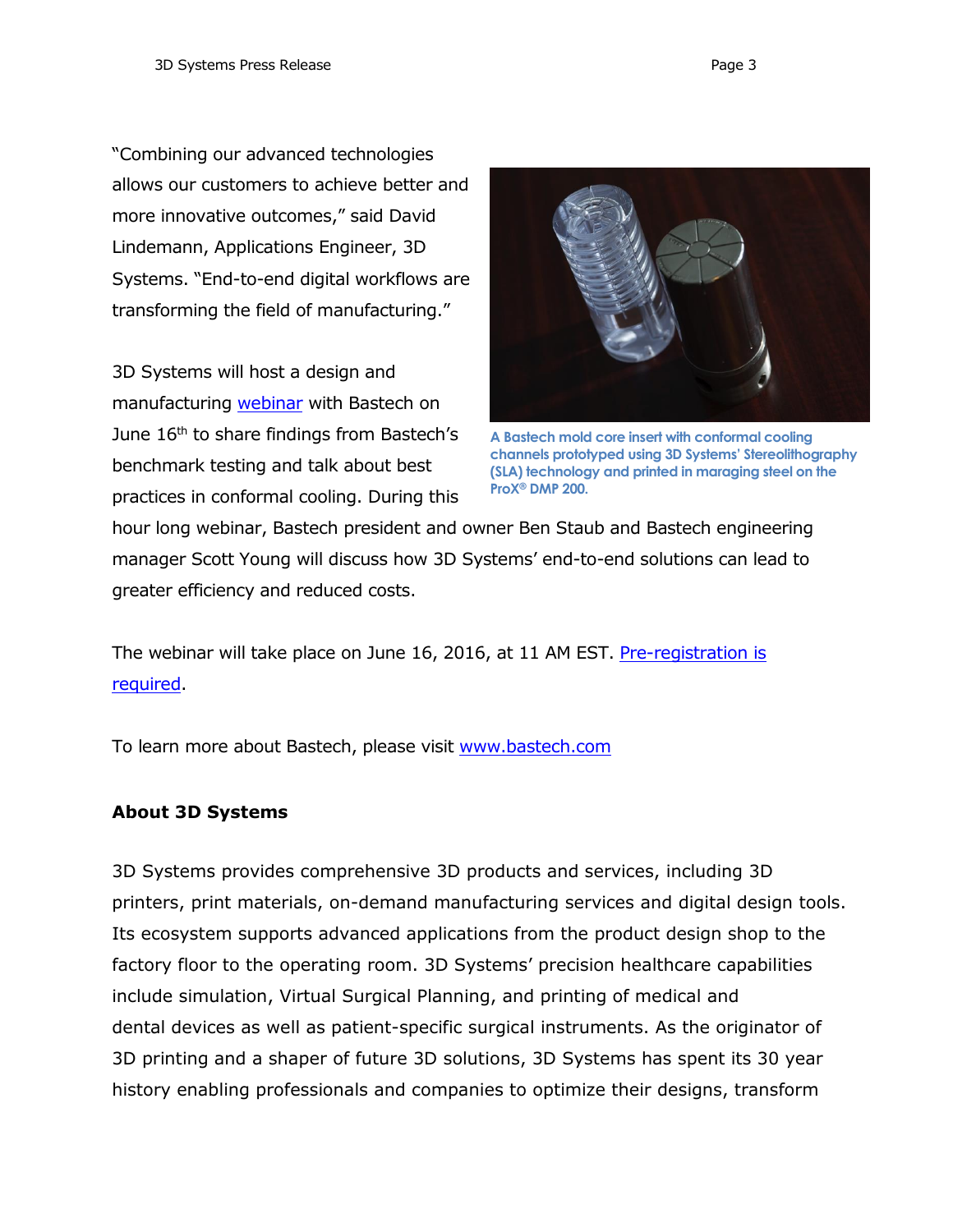"Combining our advanced technologies allows our customers to achieve better and more innovative outcomes," said David Lindemann, Applications Engineer, 3D Systems. "End-to-end digital workflows are transforming the field of manufacturing."

A Bastech mold core insert with conformal cooling channels prototyped using 3D Systems' Stereolithography (SLA) technology and printed in maraging steel on the ProX® DMP 200.

3D Systems will host a design and manufacturing webinar with Bastech on June 16th to share findings from Bastech's benchmark testing and talk about best practices in conformal cooling. During this hour long webinar, Bastech president and owner Ben Staub and Bastech engineering manager Scott Young will discuss how 3D Systems' end-to-end solutions can lead to greater efficiency and reduced costs.

The webinar will take place on June 16, 2016, at 11 AM EST. Pre-registration is required.

To learn more about Bastech, please visit www.bastech.com

**About 3D Systems**

3D Systems provides comprehensive 3D products and services, including 3D printers, print materials, on-demand manufacturing services and digital design tools. Its ecosystem supports advanced applications from the product design shop to the factory floor to the operating room. 3D Systems' precision healthcare capabilities include simulation, Virtual Surgical Planning, and printing of medical and dental devices as well as patient-specific surgical instruments. As the originator of 3D printing and a shaper of future 3D solutions, 3D Systems has spent its 30 year history enabling professionals and companies to optimize their designs, transform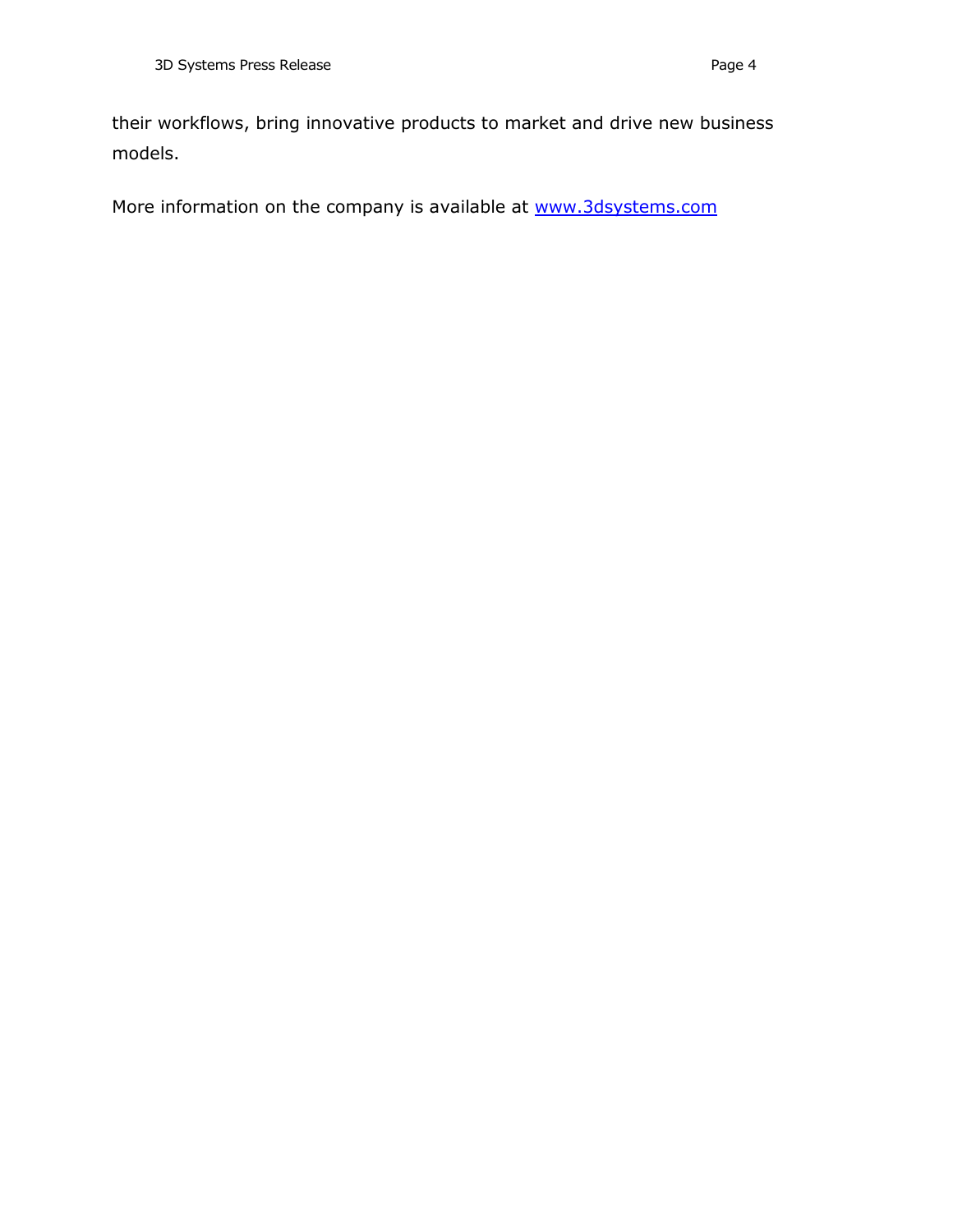their workflows, bring innovative products to market and drive new business models.

More information on the company is available at [www.3dsystems.com](http://www.3dsystems.com)